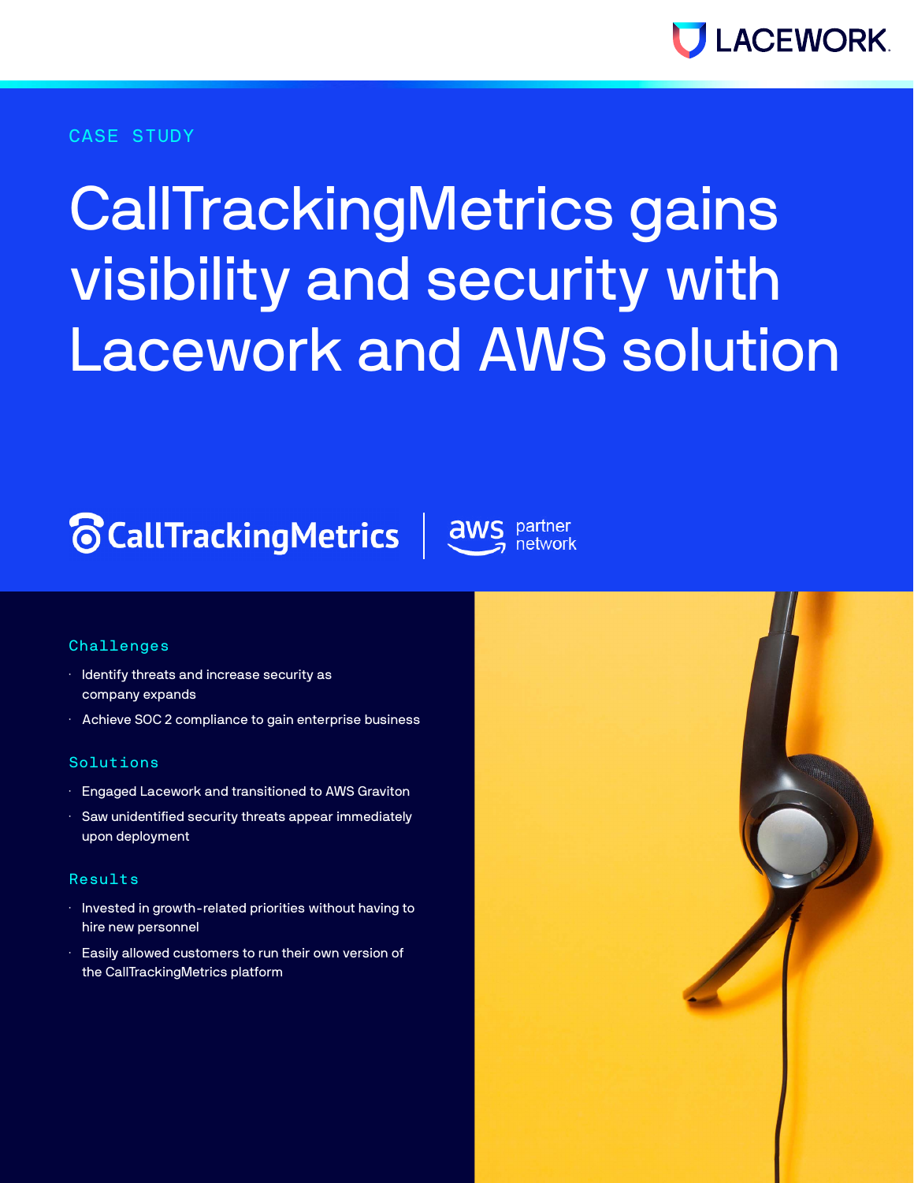CASE STUDY

# CallTrackingMetrics gains visibility and security with Lacework and AWS solution

### Challenges

- Identify threats and increase security as company expands
- Achieve SOC 2 compliance to gain enterprise business

### Solutions

- Engaged Lacework and transitioned to AWS Graviton
- Saw unidentified security threats appear immediately upon deployment

### Results

- Invested in growth-related priorities without having to hire new personnel
- Easily allowed customers to run their own version of the CallTrackingMetrics platform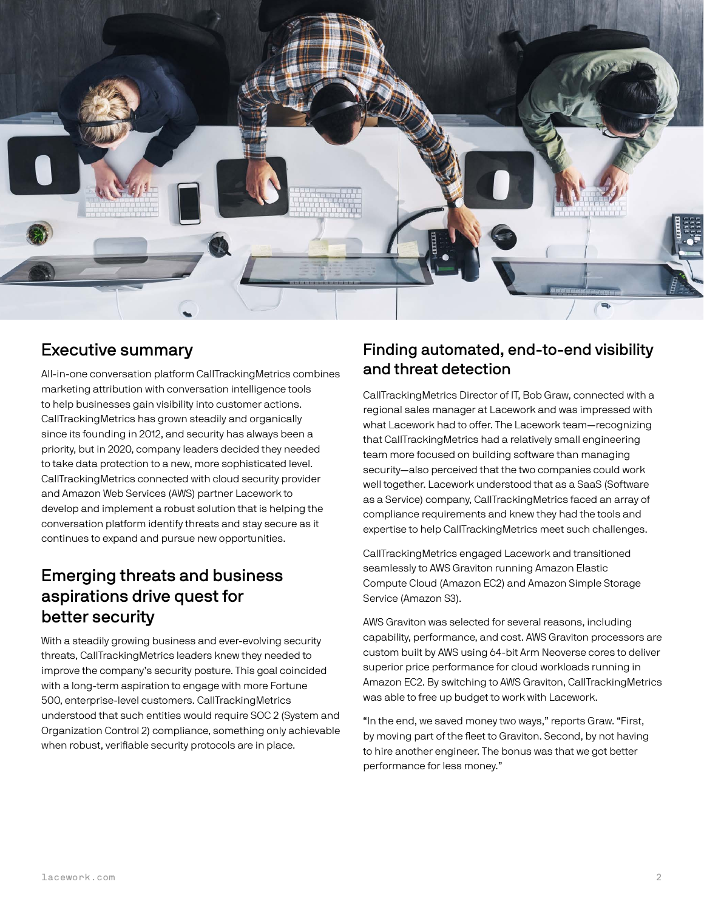## Executive summary

All-in-one conversation platform CallTrackingMetrics combines marketing attribution with conversation intelligence tools to help businesses gain visibility into customer actions. CallTrackingMetrics has grown steadily and organically since its founding in 2012, and security has always been a priority, but in 2020, company leaders decided they needed to take data protection to a new, more sophisticated level. CallTrackingMetrics connected with cloud security provider and Amazon Web Services (AWS) partner Lacework to develop and implement a robust solution that is helping the conversation platform identify threats and stay secure as it continues to expand and pursue new opportunities.

## Emerging threats and business aspirations drive quest for better security

With a steadily growing business and ever-evolving security threats, CallTrackingMetrics leaders knew they needed to improve the company's security posture. This goal coincided with a long-term aspiration to engage with more Fortune 500, enterprise-level customers. CallTrackingMetrics understood that such entities would require SOC 2 (System and Organization Control 2) compliance, something only achievable when robust, verifiable security protocols are in place.

## Finding automated, end-to-end visibility and threat detection

CallTrackingMetrics Director of IT, Bob Graw, connected with a regional sales manager at Lacework and was impressed with what Lacework had to offer. The Lacework team—recognizing that CallTrackingMetrics had a relatively small engineering team more focused on building software than managing security—also perceived that the two companies could work well together. Lacework understood that as a SaaS (Software as a Service) company, CallTrackingMetrics faced an array of compliance requirements and knew they had the tools and expertise to help CallTrackingMetrics meet such challenges.

CallTrackingMetrics engaged Lacework and transitioned seamlessly to AWS Graviton running Amazon Elastic Compute Cloud (Amazon EC2) and Amazon Simple Storage Service (Amazon S3).

AWS Graviton was selected for several reasons, including capability, performance, and cost. AWS Graviton processors are custom built by AWS using 64-bit Arm Neoverse cores to deliver superior price performance for cloud workloads running in Amazon EC2. By switching to AWS Graviton, CallTrackingMetrics was able to free up budget to work with Lacework.

"In the end, we saved money two ways," reports Graw. "First, by moving part of the fleet to Graviton. Second, by not having to hire another engineer. The bonus was that we got better performance for less money."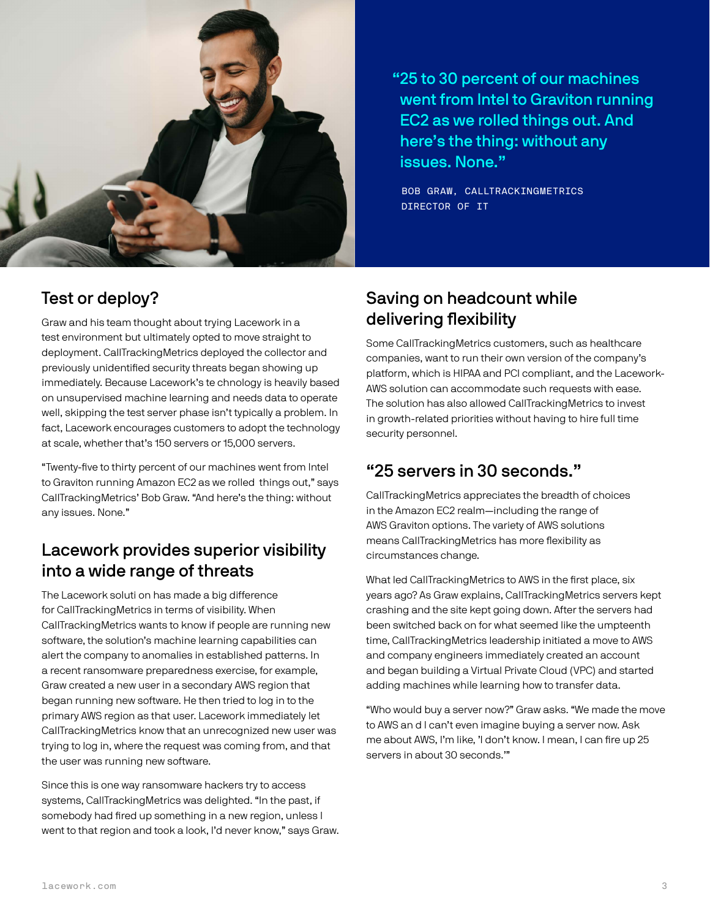> "25 to 30 percent of our machines went from Intel to Graviton running EC2 as we rolled things out. And here's the thing: without any issues. None."
>
> BOB GRAW, CALLTRACKINGMETRICS DIRECTOR OF IT

## Test or deploy?

Graw and his team thought about trying Lacework in a test environment but ultimately opted to move straight to deployment. CallTrackingMetrics deployed the collector and previously unidentified security threats began showing up immediately. Because Lacework's te chnology is heavily based on unsupervised machine learning and needs data to operate well, skipping the test server phase isn't typically a problem. In fact, Lacework encourages customers to adopt the technology at scale, whether that's 150 servers or 15,000 servers.

"Twenty-five to thirty percent of our machines went from Intel to Graviton running Amazon EC2 as we rolled things out," says CallTrackingMetrics' Bob Graw. "And here's the thing: without any issues. None."

## Lacework provides superior visibility into a wide range of threats

The Lacework soluti on has made a big difference for CallTrackingMetrics in terms of visibility. When CallTrackingMetrics wants to know if people are running new software, the solution's machine learning capabilities can alert the company to anomalies in established patterns. In a recent ransomware preparedness exercise, for example, Graw created a new user in a secondary AWS region that began running new software. He then tried to log in to the primary AWS region as that user. Lacework immediately let CallTrackingMetrics know that an unrecognized new user was trying to log in, where the request was coming from, and that the user was running new software.

Since this is one way ransomware hackers try to access systems, CallTrackingMetrics was delighted. "In the past, if somebody had fired up something in a new region, unless I went to that region and took a look, I'd never know," says Graw.

## Saving on headcount while delivering flexibility

Some CallTrackingMetrics customers, such as healthcare companies, want to run their own version of the company's platform, which is HIPAA and PCI compliant, and the Lacework-AWS solution can accommodate such requests with ease. The solution has also allowed CallTrackingMetrics to invest in growth-related priorities without having to hire full time security personnel.

## "25 servers in 30 seconds."

CallTrackingMetrics appreciates the breadth of choices in the Amazon EC2 realm—including the range of AWS Graviton options. The variety of AWS solutions means CallTrackingMetrics has more flexibility as circumstances change.

What led CallTrackingMetrics to AWS in the first place, six years ago? As Graw explains, CallTrackingMetrics servers kept crashing and the site kept going down. After the servers had been switched back on for what seemed like the umpteenth time, CallTrackingMetrics leadership initiated a move to AWS and company engineers immediately created an account and began building a Virtual Private Cloud (VPC) and started adding machines while learning how to transfer data.

"Who would buy a server now?" Graw asks. "We made the move to AWS an d I can't even imagine buying a server now. Ask me about AWS, I'm like, 'I don't know. I mean, I can fire up 25 servers in about 30 seconds.'"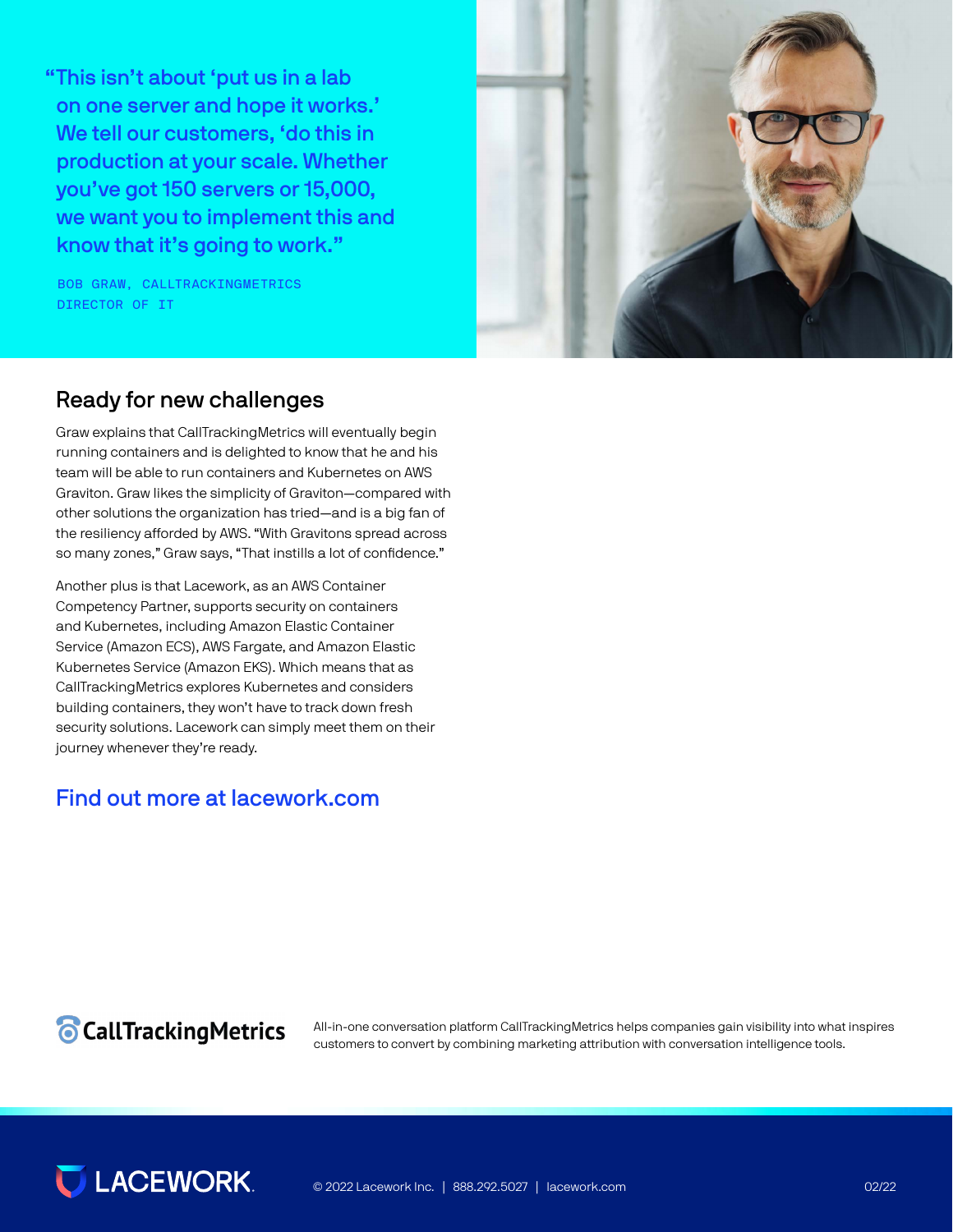> "This isn't about 'put us in a lab on one server and hope it works.' We tell our customers, 'do this in production at your scale. Whether you've got 150 servers or 15,000, we want you to implement this and know that it's going to work."

BOB GRAW, CALLTRACKINGMETRICS
DIRECTOR OF IT

## Ready for new challenges

Graw explains that CallTrackingMetrics will eventually begin running containers and is delighted to know that he and his team will be able to run containers and Kubernetes on AWS Graviton. Graw likes the simplicity of Graviton—compared with other solutions the organization has tried—and is a big fan of the resiliency afforded by AWS. "With Gravitons spread across so many zones," Graw says, "That instills a lot of confidence."

Another plus is that Lacework, as an AWS Container Competency Partner, supports security on containers and Kubernetes, including Amazon Elastic Container Service (Amazon ECS), AWS Fargate, and Amazon Elastic Kubernetes Service (Amazon EKS). Which means that as CallTrackingMetrics explores Kubernetes and considers building containers, they won't have to track down fresh security solutions. Lacework can simply meet them on their journey whenever they're ready.

## Find out more at lacework.com

**CallTrackingMetrics**

All-in-one conversation platform CallTrackingMetrics helps companies gain visibility into what inspires customers to convert by combining marketing attribution with conversation intelligence tools.

LACEWORK.

© 2022 Lacework Inc. | 888.292.5027 | lacework.com

02/22